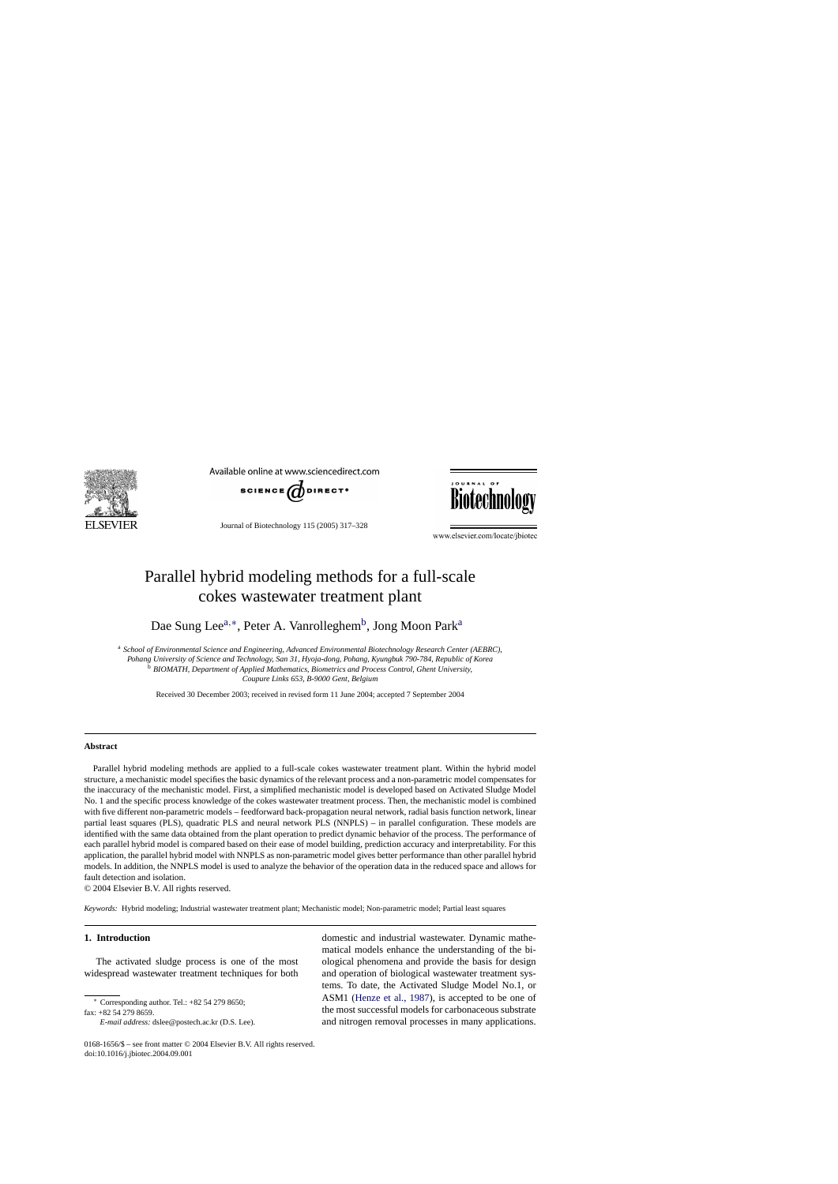// Available online at www.sciencedirect.com

# Parallel hybrid modeling methods for a full-scale cokes wastewater treatment plant

Dae Sung Lee[a,*], Peter A. Vanrolleghem[b], Jong Moon Park[a]

[a] *School of Environmental Science and Engineering, Advanced Environmental Biotechnology Research Center (AEBRC), Pohang University of Science and Technology, San 31, Hyoja-dong, Pohang, Kyungbuk 790-784, Republic of Korea*
[b] *BIOMATH, Department of Applied Mathematics, Biometrics and Process Control, Ghent University, Coupure Links 653, B-9000 Gent, Belgium*

Received 30 December 2003; received in revised form 11 June 2004; accepted 7 September 2004

## Abstract

Parallel hybrid modeling methods are applied to a full-scale cokes wastewater treatment plant. Within the hybrid model structure, a mechanistic model specifies the basic dynamics of the relevant process and a non-parametric model compensates for the inaccuracy of the mechanistic model. First, a simplified mechanistic model is developed based on Activated Sludge Model No. 1 and the specific process knowledge of the cokes wastewater treatment process. Then, the mechanistic model is combined with five different non-parametric models – feedforward back-propagation neural network, radial basis function network, linear partial least squares (PLS), quadratic PLS and neural network PLS (NNPLS) – in parallel configuration. These models are identified with the same data obtained from the plant operation to predict dynamic behavior of the process. The performance of each parallel hybrid model is compared based on their ease of model building, prediction accuracy and interpretability. For this application, the parallel hybrid model with NNPLS as non-parametric model gives better performance than other parallel hybrid models. In addition, the NNPLS model is used to analyze the behavior of the operation data in the reduced space and allows for fault detection and isolation.

© 2004 Elsevier B.V. All rights reserved.

*Keywords:* Hybrid modeling; Industrial wastewater treatment plant; Mechanistic model; Non-parametric model; Partial least squares

## 1. Introduction

The activated sludge process is one of the most widespread wastewater treatment techniques for both domestic and industrial wastewater. Dynamic mathematical models enhance the understanding of the biological phenomena and provide the basis for design and operation of biological wastewater treatment systems. To date, the Activated Sludge Model No.1, or ASM1 (Henze et al., 1987), is accepted to be one of the most successful models for carbonaceous substrate and nitrogen removal processes in many applications.

---

\* Corresponding author. Tel.: +82 54 279 8650; fax: +82 54 279 8659.
*E-mail address:* dslee@postech.ac.kr (D.S. Lee).

0168-1656/$ – see front matter © 2004 Elsevier B.V. All rights reserved.
doi:10.1016/j.jbiotec.2004.09.001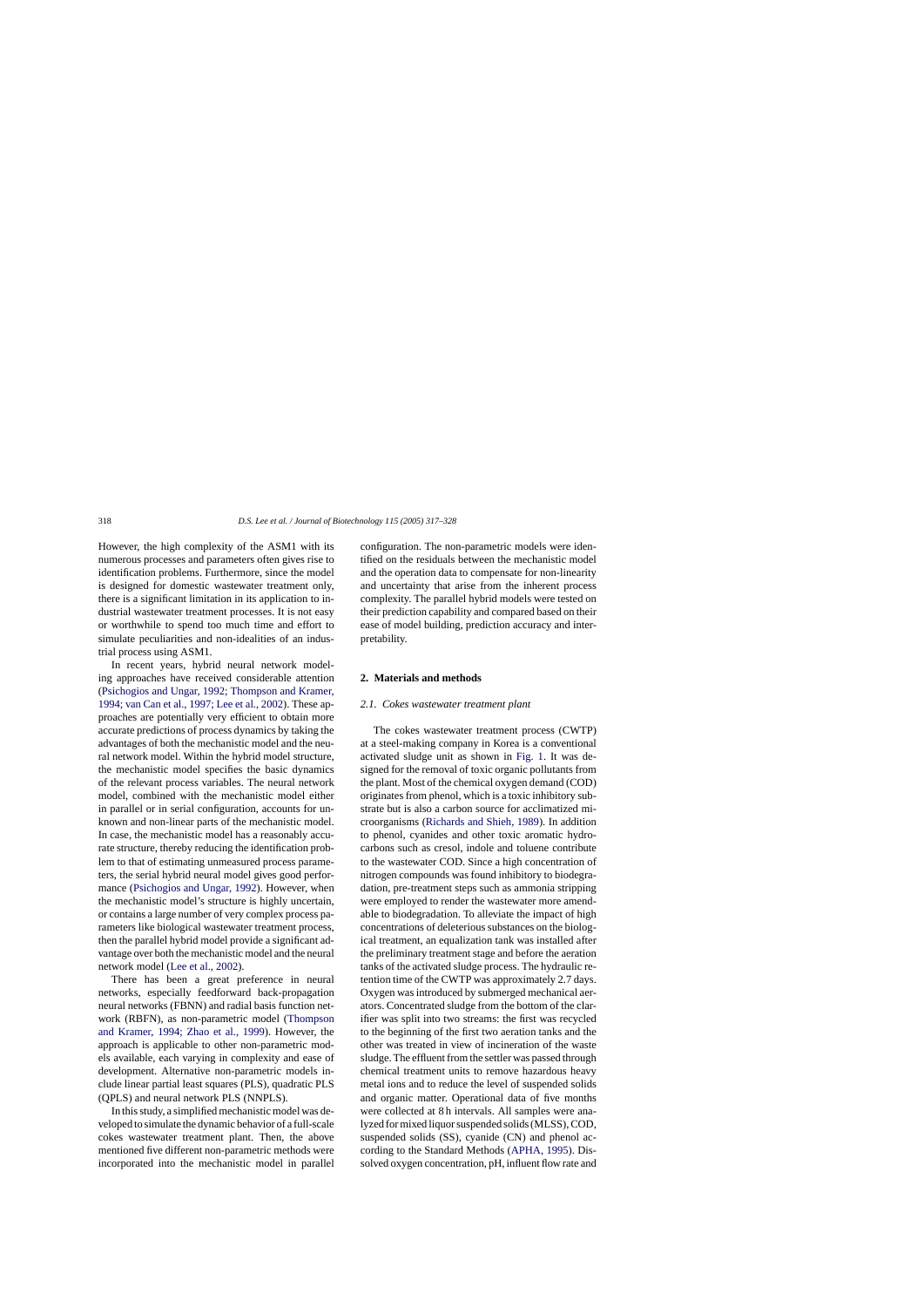However, the high complexity of the ASM1 with its numerous processes and parameters often gives rise to identification problems. Furthermore, since the model is designed for domestic wastewater treatment only, there is a significant limitation in its application to industrial wastewater treatment processes. It is not easy or worthwhile to spend too much time and effort to simulate peculiarities and non-idealities of an industrial process using ASM1.

In recent years, hybrid neural network modeling approaches have received considerable attention (Psichogios and Ungar, 1992; Thompson and Kramer, 1994; van Can et al., 1997; Lee et al., 2002). These approaches are potentially very efficient to obtain more accurate predictions of process dynamics by taking the advantages of both the mechanistic model and the neural network model. Within the hybrid model structure, the mechanistic model specifies the basic dynamics of the relevant process variables. The neural network model, combined with the mechanistic model either in parallel or in serial configuration, accounts for unknown and non-linear parts of the mechanistic model. In case, the mechanistic model has a reasonably accurate structure, thereby reducing the identification problem to that of estimating unmeasured process parameters, the serial hybrid neural model gives good performance (Psichogios and Ungar, 1992). However, when the mechanistic model's structure is highly uncertain, or contains a large number of very complex process parameters like biological wastewater treatment process, then the parallel hybrid model provide a significant advantage over both the mechanistic model and the neural network model (Lee et al., 2002).

There has been a great preference in neural networks, especially feedforward back-propagation neural networks (FBNN) and radial basis function network (RBFN), as non-parametric model (Thompson and Kramer, 1994; Zhao et al., 1999). However, the approach is applicable to other non-parametric models available, each varying in complexity and ease of development. Alternative non-parametric models include linear partial least squares (PLS), quadratic PLS (QPLS) and neural network PLS (NNPLS).

In this study, a simplified mechanistic model was developed to simulate the dynamic behavior of a full-scale cokes wastewater treatment plant. Then, the above mentioned five different non-parametric methods were incorporated into the mechanistic model in parallel configuration. The non-parametric models were identified on the residuals between the mechanistic model and the operation data to compensate for non-linearity and uncertainty that arise from the inherent process complexity. The parallel hybrid models were tested on their prediction capability and compared based on their ease of model building, prediction accuracy and interpretability.

## 2. Materials and methods

### 2.1. Cokes wastewater treatment plant

The cokes wastewater treatment process (CWTP) at a steel-making company in Korea is a conventional activated sludge unit as shown in Fig. 1. It was designed for the removal of toxic organic pollutants from the plant. Most of the chemical oxygen demand (COD) originates from phenol, which is a toxic inhibitory substrate but is also a carbon source for acclimatized microorganisms (Richards and Shieh, 1989). In addition to phenol, cyanides and other toxic aromatic hydrocarbons such as cresol, indole and toluene contribute to the wastewater COD. Since a high concentration of nitrogen compounds was found inhibitory to biodegradation, pre-treatment steps such as ammonia stripping were employed to render the wastewater more amendable to biodegradation. To alleviate the impact of high concentrations of deleterious substances on the biological treatment, an equalization tank was installed after the preliminary treatment stage and before the aeration tanks of the activated sludge process. The hydraulic retention time of the CWTP was approximately 2.7 days. Oxygen was introduced by submerged mechanical aerators. Concentrated sludge from the bottom of the clarifier was split into two streams: the first was recycled to the beginning of the first two aeration tanks and the other was treated in view of incineration of the waste sludge. The effluent from the settler was passed through chemical treatment units to remove hazardous heavy metal ions and to reduce the level of suspended solids and organic matter. Operational data of five months were collected at 8 h intervals. All samples were analyzed for mixed liquor suspended solids (MLSS), COD, suspended solids (SS), cyanide (CN) and phenol according to the Standard Methods (APHA, 1995). Dissolved oxygen concentration, pH, influent flow rate and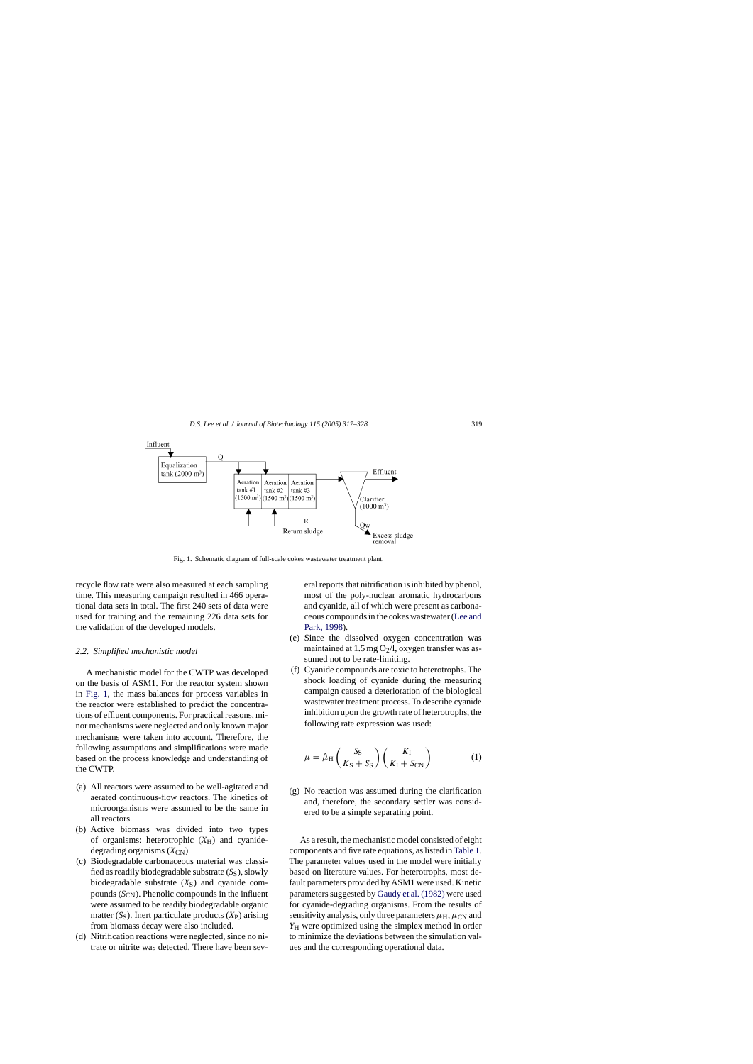Fig. 1. Schematic diagram of full-scale cokes wastewater treatment plant.

recycle flow rate were also measured at each sampling time. This measuring campaign resulted in 466 operational data sets in total. The first 240 sets of data were used for training and the remaining 226 data sets for the validation of the developed models.

### 2.2. Simplified mechanistic model

A mechanistic model for the CWTP was developed on the basis of ASM1. For the reactor system shown in Fig. 1, the mass balances for process variables in the reactor were established to predict the concentrations of effluent components. For practical reasons, minor mechanisms were neglected and only known major mechanisms were taken into account. Therefore, the following assumptions and simplifications were made based on the process knowledge and understanding of the CWTP.

(a) All reactors were assumed to be well-agitated and aerated continuous-flow reactors. The kinetics of microorganisms were assumed to be the same in all reactors.
(b) Active biomass was divided into two types of organisms: heterotrophic ($X_H$) and cyanide-degrading organisms ($X_{CN}$).
(c) Biodegradable carbonaceous material was classified as readily biodegradable substrate ($S_S$), slowly biodegradable substrate ($X_S$) and cyanide compounds ($S_{CN}$). Phenolic compounds in the influent were assumed to be readily biodegradable organic matter ($S_S$). Inert particulate products ($X_P$) arising from biomass decay were also included.
(d) Nitrification reactions were neglected, since no nitrate or nitrite was detected. There have been several reports that nitrification is inhibited by phenol, most of the poly-nuclear aromatic hydrocarbons and cyanide, all of which were present as carbonaceous compounds in the cokes wastewater (Lee and Park, 1998).
(e) Since the dissolved oxygen concentration was maintained at 1.5 mg $O_2$/l, oxygen transfer was assumed not to be rate-limiting.
(f) Cyanide compounds are toxic to heterotrophs. The shock loading of cyanide during the measuring campaign caused a deterioration of the biological wastewater treatment process. To describe cyanide inhibition upon the growth rate of heterotrophs, the following rate expression was used:

$$\mu = \hat{\mu}_H \left( \frac{S_S}{K_S + S_S} \right) \left( \frac{K_I}{K_I + S_{CN}} \right) \tag{1}$$

(g) No reaction was assumed during the clarification and, therefore, the secondary settler was considered to be a simple separating point.

As a result, the mechanistic model consisted of eight components and five rate equations, as listed in Table 1. The parameter values used in the model were initially based on literature values. For heterotrophs, most default parameters provided by ASM1 were used. Kinetic parameters suggested by Gaudy et al. (1982) were used for cyanide-degrading organisms. From the results of sensitivity analysis, only three parameters $\mu_H$, $\mu_{CN}$ and $Y_H$ were optimized using the simplex method in order to minimize the deviations between the simulation values and the corresponding operational data.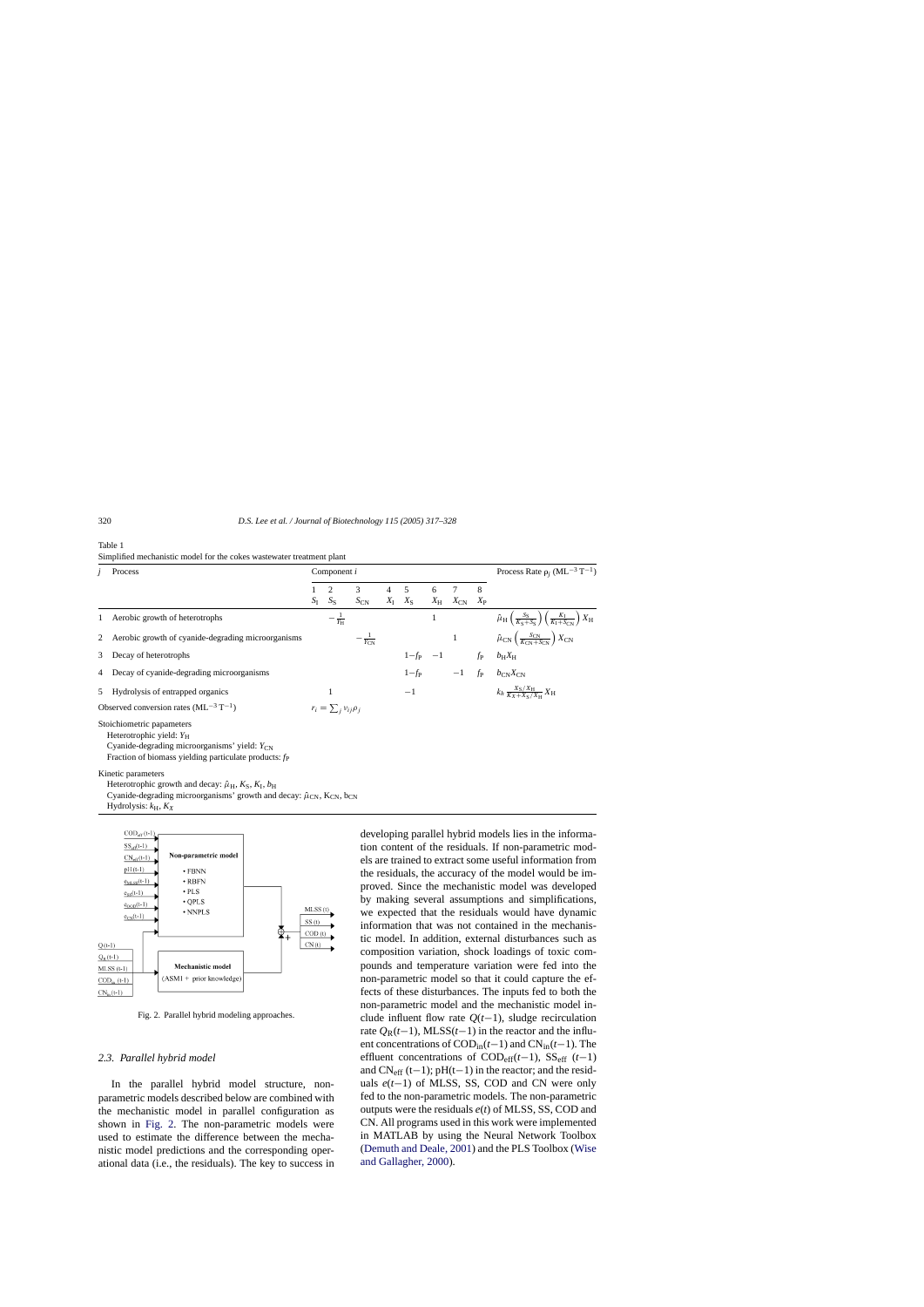Table 1
Simplified mechanistic model for the cokes wastewater treatment plant

| $j$ | Process | Component $i$ | | | | | | | | Process Rate $\rho_j$ ($ML^{-3}T^{-1}$) |
|---|---|---|---|---|---|---|---|---|---|---|
| | | 1 $S_I$ | 2 $S_S$ | 3 $S_{CN}$ | 4 $X_I$ | 5 $X_S$ | 6 $X_H$ | 7 $X_{CN}$ | 8 $X_P$ | |
| 1 | Aerobic growth of heterotrophs | | $-\frac{1}{Y_H}$ | | | | 1 | | | $\hat{\mu}_H\left(\frac{S_S}{K_S+S_S}\right)\left(\frac{K_I}{K_I+S_{CN}}\right)X_H$ |
| 2 | Aerobic growth of cyanide-degrading microorganisms | | | $-\frac{1}{Y_{CN}}$ | | | | 1 | | $\hat{\mu}_{CN}\left(\frac{S_{CN}}{K_{CN}+S_{CN}}\right)X_{CN}$ |
| 3 | Decay of heterotrophs | | | | | $1-f_P$ | $-1$ | | $f_P$ | $b_H X_H$ |
| 4 | Decay of cyanide-degrading microorganisms | | | | | $1-f_P$ | | $-1$ | $f_P$ | $b_{CN} X_{CN}$ |
| 5 | Hydrolysis of entrapped organics | | 1 | | | $-1$ | | | | $k_h \frac{X_S/X_H}{K_X+X_S/X_H} X_H$ |
| | Observed conversion rates ($ML^{-3}T^{-1}$) | $r_i = \sum_j \nu_{ij}\rho_j$ | | | | | | | | |

Stoichiometric papameters
Heterotrophic yield: $Y_H$
Cyanide-degrading microorganisms' yield: $Y_{CN}$
Fraction of biomass yielding particulate products: $f_P$

Kinetic parameters
Heterotrophic growth and decay: $\hat{\mu}_H$, $K_S$, $K_I$, $b_H$
Cyanide-degrading microorganisms' growth and decay: $\hat{\mu}_{CN}$, $K_{CN}$, $b_{CN}$
Hydrolysis: $k_H$, $K_X$

Fig. 2. Parallel hybrid modeling approaches.

### 2.3. Parallel hybrid model

In the parallel hybrid model structure, non-parametric models described below are combined with the mechanistic model in parallel configuration as shown in Fig. 2. The non-parametric models were used to estimate the difference between the mechanistic model predictions and the corresponding operational data (i.e., the residuals). The key to success in developing parallel hybrid models lies in the information content of the residuals. If non-parametric models are trained to extract some useful information from the residuals, the accuracy of the model would be improved. Since the mechanistic model was developed by making several assumptions and simplifications, we expected that the residuals would have dynamic information that was not contained in the mechanistic model. In addition, external disturbances such as composition variation, shock loadings of toxic compounds and temperature variation were fed into the non-parametric model so that it could capture the effects of these disturbances. The inputs fed to both the non-parametric model and the mechanistic model include influent flow rate $Q(t-1)$, sludge recirculation rate $Q_R(t-1)$, MLSS$(t-1)$ in the reactor and the influent concentrations of $COD_{in}(t-1)$ and $CN_{in}(t-1)$. The effluent concentrations of $COD_{eff}(t-1)$, $SS_{eff}$ $(t-1)$ and $CN_{eff}$ $(t-1)$; pH$(t-1)$ in the reactor; and the residuals $e(t-1)$ of MLSS, SS, COD and CN were only fed to the non-parametric models. The non-parametric outputs were the residuals $e(t)$ of MLSS, SS, COD and CN. All programs used in this work were implemented in MATLAB by using the Neural Network Toolbox (Demuth and Deale, 2001) and the PLS Toolbox (Wise and Gallagher, 2000).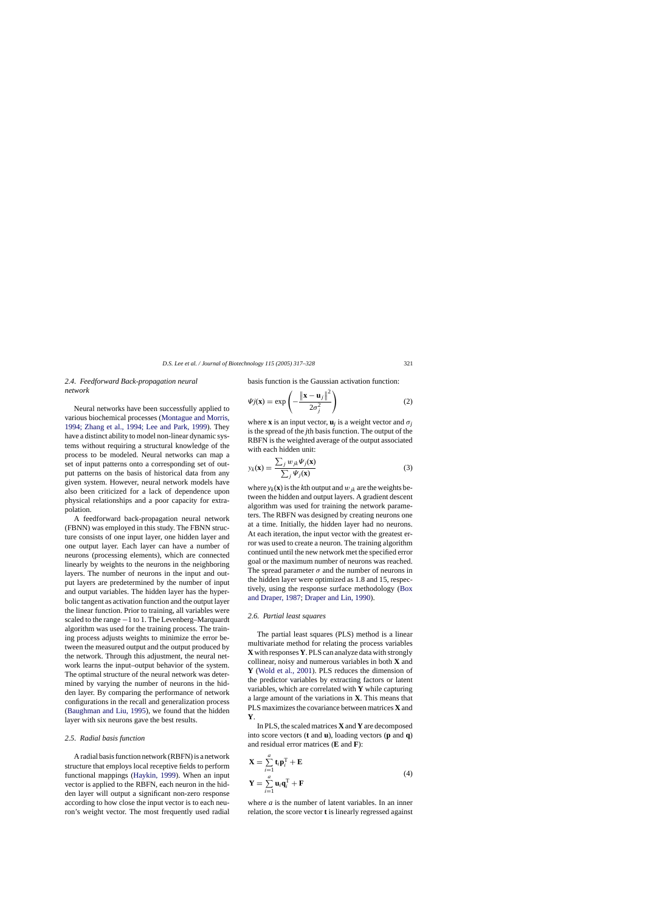### 2.4. Feedforward Back-propagation neural network

Neural networks have been successfully applied to various biochemical processes (Montague and Morris, 1994; Zhang et al., 1994; Lee and Park, 1999). They have a distinct ability to model non-linear dynamic systems without requiring a structural knowledge of the process to be modeled. Neural networks can map a set of input patterns onto a corresponding set of output patterns on the basis of historical data from any given system. However, neural network models have also been criticized for a lack of dependence upon physical relationships and a poor capacity for extrapolation.

A feedforward back-propagation neural network (FBNN) was employed in this study. The FBNN structure consists of one input layer, one hidden layer and one output layer. Each layer can have a number of neurons (processing elements), which are connected linearly by weights to the neurons in the neighboring layers. The number of neurons in the input and output layers are predetermined by the number of input and output variables. The hidden layer has the hyperbolic tangent as activation function and the output layer the linear function. Prior to training, all variables were scaled to the range −1 to 1. The Levenberg–Marquardt algorithm was used for the training process. The training process adjusts weights to minimize the error between the measured output and the output produced by the network. Through this adjustment, the neural network learns the input–output behavior of the system. The optimal structure of the neural network was determined by varying the number of neurons in the hidden layer. By comparing the performance of network configurations in the recall and generalization process (Baughman and Liu, 1995), we found that the hidden layer with six neurons gave the best results.

### 2.5. Radial basis function

A radial basis function network (RBFN) is a network structure that employs local receptive fields to perform functional mappings (Haykin, 1999). When an input vector is applied to the RBFN, each neuron in the hidden layer will output a significant non-zero response according to how close the input vector is to each neuron's weight vector. The most frequently used radial basis function is the Gaussian activation function:

$$\Psi j(\mathbf{x}) = \exp\left(-\frac{\left\|\mathbf{x}-\mathbf{u}_j\right\|^2}{2\sigma_j^2}\right) \tag{2}$$

where $\mathbf{x}$ is an input vector, $\mathbf{u}_j$ is a weight vector and $\sigma_j$ is the spread of the $j$th basis function. The output of the RBFN is the weighted average of the output associated with each hidden unit:

$$y_k(\mathbf{x}) = \frac{\sum_j w_{jk}\Psi_j(\mathbf{x})}{\sum_j \Psi_j(\mathbf{x})} \tag{3}$$

where $y_k(\mathbf{x})$ is the $k$th output and $w_{jk}$ are the weights between the hidden and output layers. A gradient descent algorithm was used for training the network parameters. The RBFN was designed by creating neurons one at a time. Initially, the hidden layer had no neurons. At each iteration, the input vector with the greatest error was used to create a neuron. The training algorithm continued until the new network met the specified error goal or the maximum number of neurons was reached. The spread parameter $\sigma$ and the number of neurons in the hidden layer were optimized as 1.8 and 15, respectively, using the response surface methodology (Box and Draper, 1987; Draper and Lin, 1990).

### 2.6. Partial least squares

The partial least squares (PLS) method is a linear multivariate method for relating the process variables **X** with responses **Y**. PLS can analyze data with strongly collinear, noisy and numerous variables in both **X** and **Y** (Wold et al., 2001). PLS reduces the dimension of the predictor variables by extracting factors or latent variables, which are correlated with **Y** while capturing a large amount of the variations in **X**. This means that PLS maximizes the covariance between matrices **X** and **Y**.

In PLS, the scaled matrices **X** and **Y** are decomposed into score vectors (**t** and **u**), loading vectors (**p** and **q**) and residual error matrices (**E** and **F**):

$$\begin{aligned}\mathbf{X} &= \sum_{i=1}^{a}\mathbf{t}_i\mathbf{p}_i^{\mathrm{T}} + \mathbf{E}\\ \mathbf{Y} &= \sum_{i=1}^{a}\mathbf{u}_i\mathbf{q}_i^{\mathrm{T}} + \mathbf{F}\end{aligned} \tag{4}$$

where $a$ is the number of latent variables. In an inner relation, the score vector **t** is linearly regressed against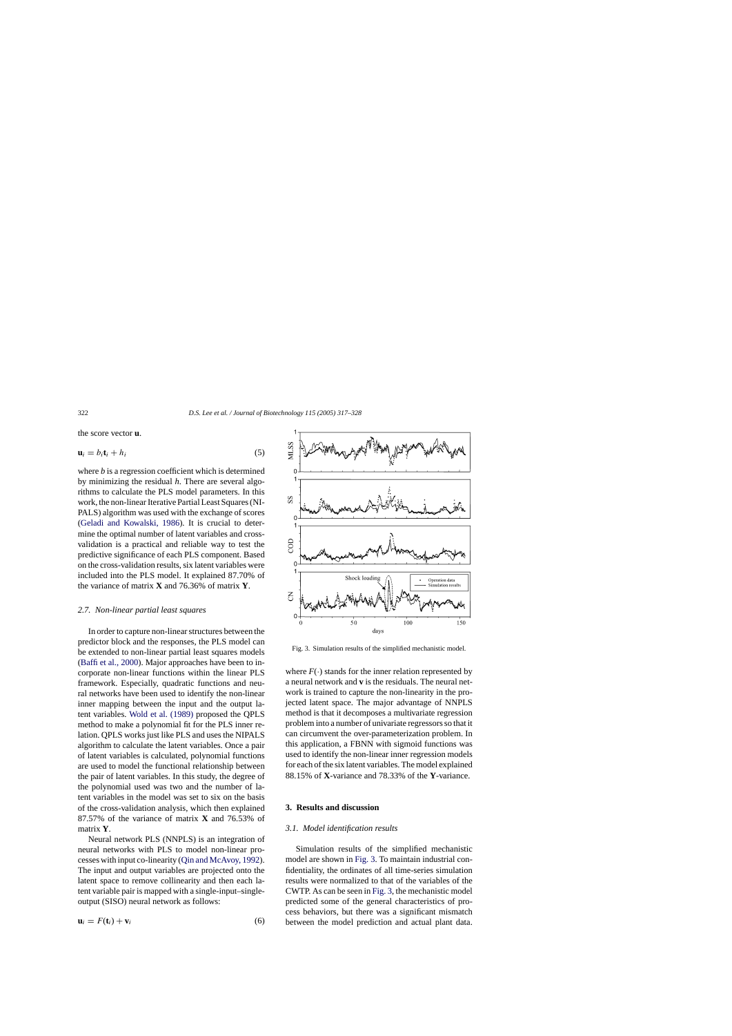the score vector **u**.

$$\mathbf{u}_i = b_i \mathbf{t}_i + h_i \tag{5}$$

where $b$ is a regression coefficient which is determined by minimizing the residual $h$. There are several algorithms to calculate the PLS model parameters. In this work, the non-linear Iterative Partial Least Squares (NIPALS) algorithm was used with the exchange of scores (Geladi and Kowalski, 1986). It is crucial to determine the optimal number of latent variables and cross-validation is a practical and reliable way to test the predictive significance of each PLS component. Based on the cross-validation results, six latent variables were included into the PLS model. It explained 87.70% of the variance of matrix **X** and 76.36% of matrix **Y**.

### 2.7. Non-linear partial least squares

In order to capture non-linear structures between the predictor block and the responses, the PLS model can be extended to non-linear partial least squares models (Baffi et al., 2000). Major approaches have been to incorporate non-linear functions within the linear PLS framework. Especially, quadratic functions and neural networks have been used to identify the non-linear inner mapping between the input and the output latent variables. Wold et al. (1989) proposed the QPLS method to make a polynomial fit for the PLS inner relation. QPLS works just like PLS and uses the NIPALS algorithm to calculate the latent variables. Once a pair of latent variables is calculated, polynomial functions are used to model the functional relationship between the pair of latent variables. In this study, the degree of the polynomial used was two and the number of latent variables in the model was set to six on the basis of the cross-validation analysis, which then explained 87.57% of the variance of matrix **X** and 76.53% of matrix **Y**.

Neural network PLS (NNPLS) is an integration of neural networks with PLS to model non-linear processes with input co-linearity (Qin and McAvoy, 1992). The input and output variables are projected onto the latent space to remove collinearity and then each latent variable pair is mapped with a single-input–single-output (SISO) neural network as follows:

$$\mathbf{u}_i = F(\mathbf{t}_i) + \mathbf{v}_i \tag{6}$$

Fig. 3. Simulation results of the simplified mechanistic model.

where $F(\cdot)$ stands for the inner relation represented by a neural network and **v** is the residuals. The neural network is trained to capture the non-linearity in the projected latent space. The major advantage of NNPLS method is that it decomposes a multivariate regression problem into a number of univariate regressors so that it can circumvent the over-parameterization problem. In this application, a FBNN with sigmoid functions was used to identify the non-linear inner regression models for each of the six latent variables. The model explained 88.15% of **X**-variance and 78.33% of the **Y**-variance.

## 3. Results and discussion

### 3.1. Model identification results

Simulation results of the simplified mechanistic model are shown in Fig. 3. To maintain industrial confidentiality, the ordinates of all time-series simulation results were normalized to that of the variables of the CWTP. As can be seen in Fig. 3, the mechanistic model predicted some of the general characteristics of process behaviors, but there was a significant mismatch between the model prediction and actual plant data.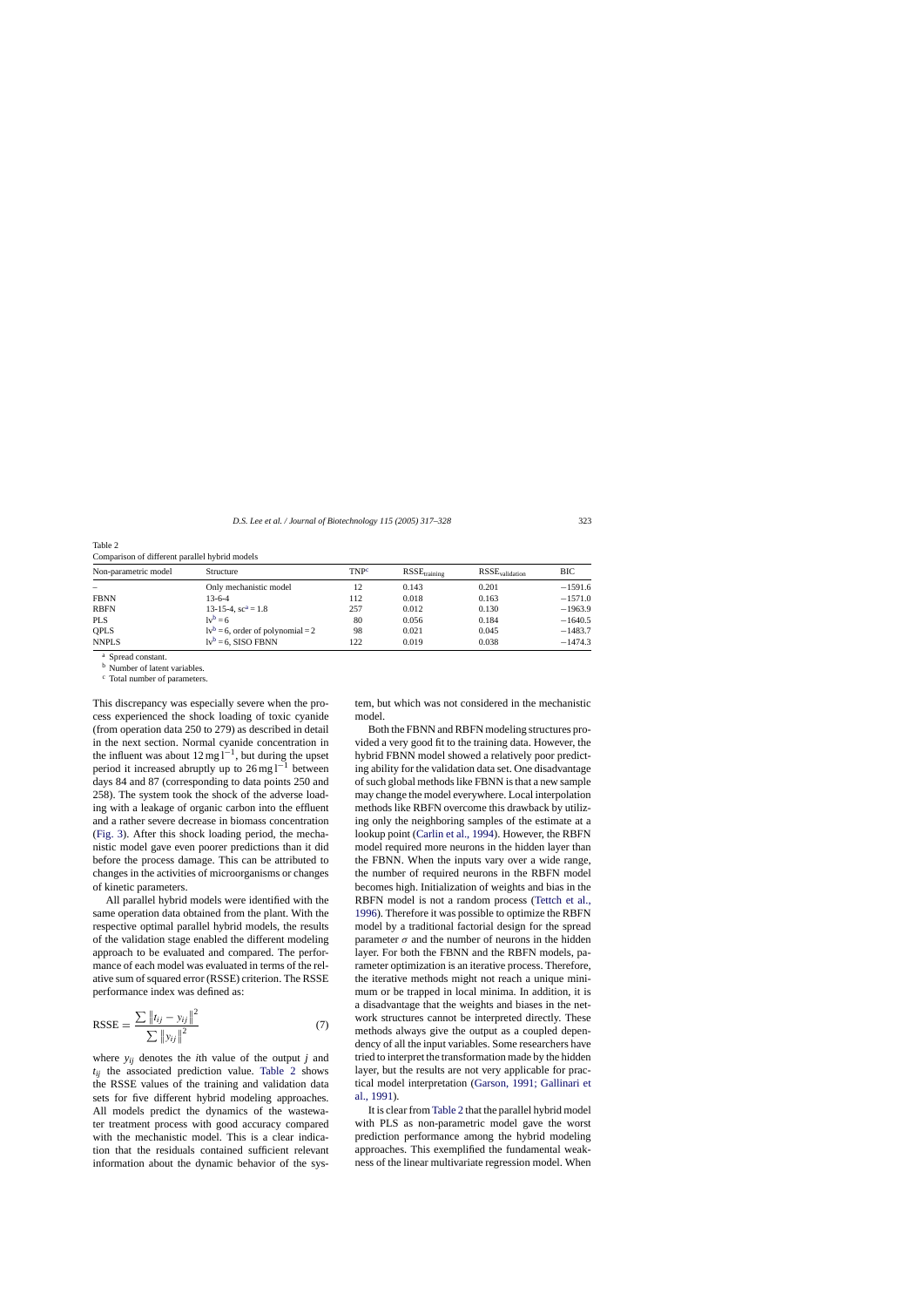Table 2
Comparison of different parallel hybrid models

| Non-parametric model | Structure | TNP[c] | $RSSE_{training}$ | $RSSE_{validation}$ | BIC |
|---|---|---|---|---|---|
| – | Only mechanistic model | 12 | 0.143 | 0.201 | −1591.6 |
| FBNN | 13-6-4 | 112 | 0.018 | 0.163 | −1571.0 |
| RBFN | 13-15-4, sc[a] = 1.8 | 257 | 0.012 | 0.130 | −1963.9 |
| PLS | lv[b] = 6 | 80 | 0.056 | 0.184 | −1640.5 |
| QPLS | lv[b] = 6, order of polynomial = 2 | 98 | 0.021 | 0.045 | −1483.7 |
| NNPLS | lv[b] = 6, SISO FBNN | 122 | 0.019 | 0.038 | −1474.3 |

[a] Spread constant.
[b] Number of latent variables.
[c] Total number of parameters.

This discrepancy was especially severe when the process experienced the shock loading of toxic cyanide (from operation data 250 to 279) as described in detail in the next section. Normal cyanide concentration in the influent was about $12\,\text{mg}\,\text{l}^{-1}$, but during the upset period it increased abruptly up to $26\,\text{mg}\,\text{l}^{-1}$ between days 84 and 87 (corresponding to data points 250 and 258). The system took the shock of the adverse loading with a leakage of organic carbon into the effluent and a rather severe decrease in biomass concentration (Fig. 3). After this shock loading period, the mechanistic model gave even poorer predictions than it did before the process damage. This can be attributed to changes in the activities of microorganisms or changes of kinetic parameters.

All parallel hybrid models were identified with the same operation data obtained from the plant. With the respective optimal parallel hybrid models, the results of the validation stage enabled the different modeling approach to be evaluated and compared. The performance of each model was evaluated in terms of the relative sum of squared error (RSSE) criterion. The RSSE performance index was defined as:

$$\text{RSSE} = \frac{\sum \left\| t_{ij} - y_{ij} \right\|^2}{\sum \left\| y_{ij} \right\|^2} \tag{7}$$

where $y_{ij}$ denotes the $i$th value of the output $j$ and $t_{ij}$ the associated prediction value. Table 2 shows the RSSE values of the training and validation data sets for five different hybrid modeling approaches. All models predict the dynamics of the wastewater treatment process with good accuracy compared with the mechanistic model. This is a clear indication that the residuals contained sufficient relevant information about the dynamic behavior of the system, but which was not considered in the mechanistic model.

Both the FBNN and RBFN modeling structures provided a very good fit to the training data. However, the hybrid FBNN model showed a relatively poor predicting ability for the validation data set. One disadvantage of such global methods like FBNN is that a new sample may change the model everywhere. Local interpolation methods like RBFN overcome this drawback by utilizing only the neighboring samples of the estimate at a lookup point (Carlin et al., 1994). However, the RBFN model required more neurons in the hidden layer than the FBNN. When the inputs vary over a wide range, the number of required neurons in the RBFN model becomes high. Initialization of weights and bias in the RBFN model is not a random process (Tettch et al., 1996). Therefore it was possible to optimize the RBFN model by a traditional factorial design for the spread parameter $\sigma$ and the number of neurons in the hidden layer. For both the FBNN and the RBFN models, parameter optimization is an iterative process. Therefore, the iterative methods might not reach a unique minimum or be trapped in local minima. In addition, it is a disadvantage that the weights and biases in the network structures cannot be interpreted directly. These methods always give the output as a coupled dependency of all the input variables. Some researchers have tried to interpret the transformation made by the hidden layer, but the results are not very applicable for practical model interpretation (Garson, 1991; Gallinari et al., 1991).

It is clear from Table 2 that the parallel hybrid model with PLS as non-parametric model gave the worst prediction performance among the hybrid modeling approaches. This exemplified the fundamental weakness of the linear multivariate regression model. When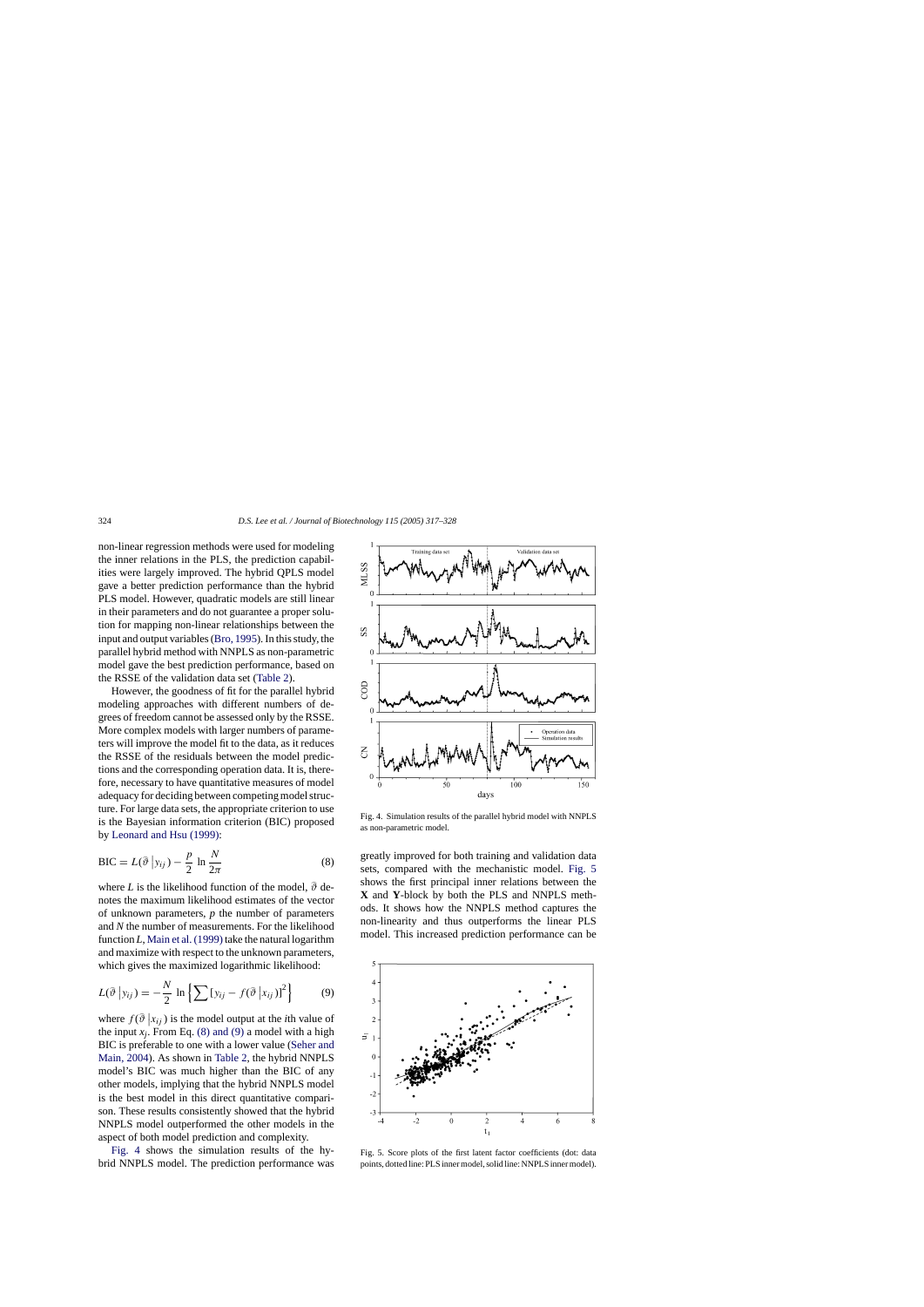non-linear regression methods were used for modeling the inner relations in the PLS, the prediction capabilities were largely improved. The hybrid QPLS model gave a better prediction performance than the hybrid PLS model. However, quadratic models are still linear in their parameters and do not guarantee a proper solution for mapping non-linear relationships between the input and output variables (Bro, 1995). In this study, the parallel hybrid method with NNPLS as non-parametric model gave the best prediction performance, based on the RSSE of the validation data set (Table 2).

However, the goodness of fit for the parallel hybrid modeling approaches with different numbers of degrees of freedom cannot be assessed only by the RSSE. More complex models with larger numbers of parameters will improve the model fit to the data, as it reduces the RSSE of the residuals between the model predictions and the corresponding operation data. It is, therefore, necessary to have quantitative measures of model adequacy for deciding between competing model structure. For large data sets, the appropriate criterion to use is the Bayesian information criterion (BIC) proposed by Leonard and Hsu (1999):

$$\mathrm{BIC} = L(\bar{\vartheta}\,|y_{ij}) - \frac{p}{2}\,\ln\frac{N}{2\pi} \tag{8}$$

where $L$ is the likelihood function of the model, $\bar{\vartheta}$ denotes the maximum likelihood estimates of the vector of unknown parameters, $p$ the number of parameters and $N$ the number of measurements. For the likelihood function $L$, Main et al. (1999) take the natural logarithm and maximize with respect to the unknown parameters, which gives the maximized logarithmic likelihood:

$$L(\bar{\vartheta}\,|y_{ij}) = -\frac{N}{2}\,\ln\left\{\sum\left[y_{ij} - f(\bar{\vartheta}\,|x_{ij})\right]^2\right\} \tag{9}$$

where $f(\bar{\vartheta}\,|x_{ij})$ is the model output at the $i$th value of the input $x_j$. From Eq. (8) and (9) a model with a high BIC is preferable to one with a lower value (Seher and Main, 2004). As shown in Table 2, the hybrid NNPLS model's BIC was much higher than the BIC of any other models, implying that the hybrid NNPLS model is the best model in this direct quantitative comparison. These results consistently showed that the hybrid NNPLS model outperformed the other models in the aspect of both model prediction and complexity.

Fig. 4 shows the simulation results of the hybrid NNPLS model. The prediction performance was greatly improved for both training and validation data sets, compared with the mechanistic model. Fig. 5 shows the first principal inner relations between the **X** and **Y**-block by both the PLS and NNPLS methods. It shows how the NNPLS method captures the non-linearity and thus outperforms the linear PLS model. This increased prediction performance can be

Fig. 4. Simulation results of the parallel hybrid model with NNPLS as non-parametric model.

Fig. 5. Score plots of the first latent factor coefficients (dot: data points, dotted line: PLS inner model, solid line: NNPLS inner model).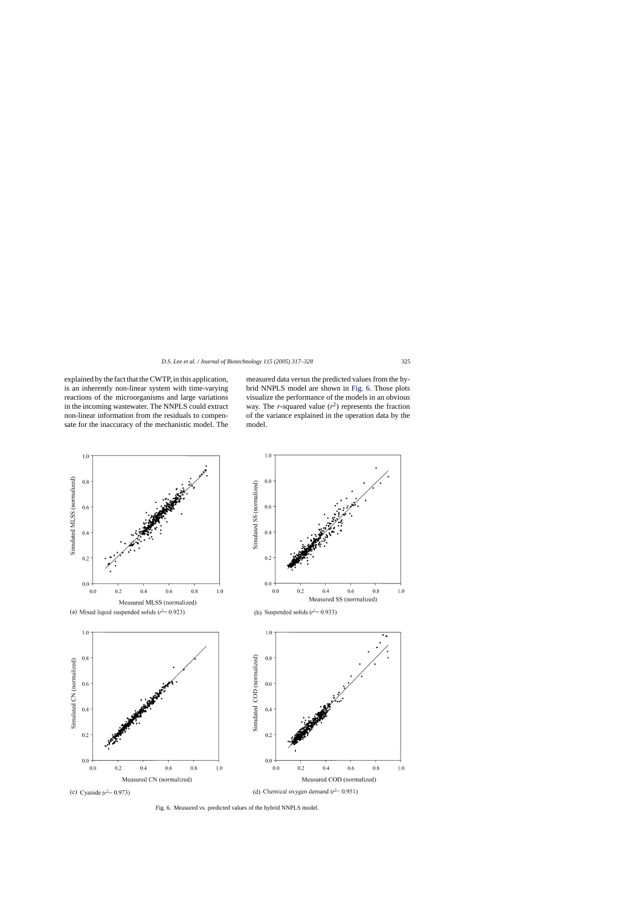explained by the fact that the CWTP, in this application, is an inherently non-linear system with time-varying reactions of the microorganisms and large variations in the incoming wastewater. The NNPLS could extract non-linear information from the residuals to compensate for the inaccuracy of the mechanistic model. The measured data versus the predicted values from the hybrid NNPLS model are shown in Fig. 6. Those plots visualize the performance of the models in an obvious way. The *r*-squared value ($r^2$) represents the fraction of the variance explained in the operation data by the model.

(a) Mixed liquid suspended solids ($r^2$ = 0.923)

(b) Suspended solids ($r^2$ = 0.933)

(c) Cyanide ($r^2$ = 0.973)

(d) Chemical oxygen demand ($r^2$ = 0.951)

Fig. 6. Measured vs. predicted values of the hybrid NNPLS model.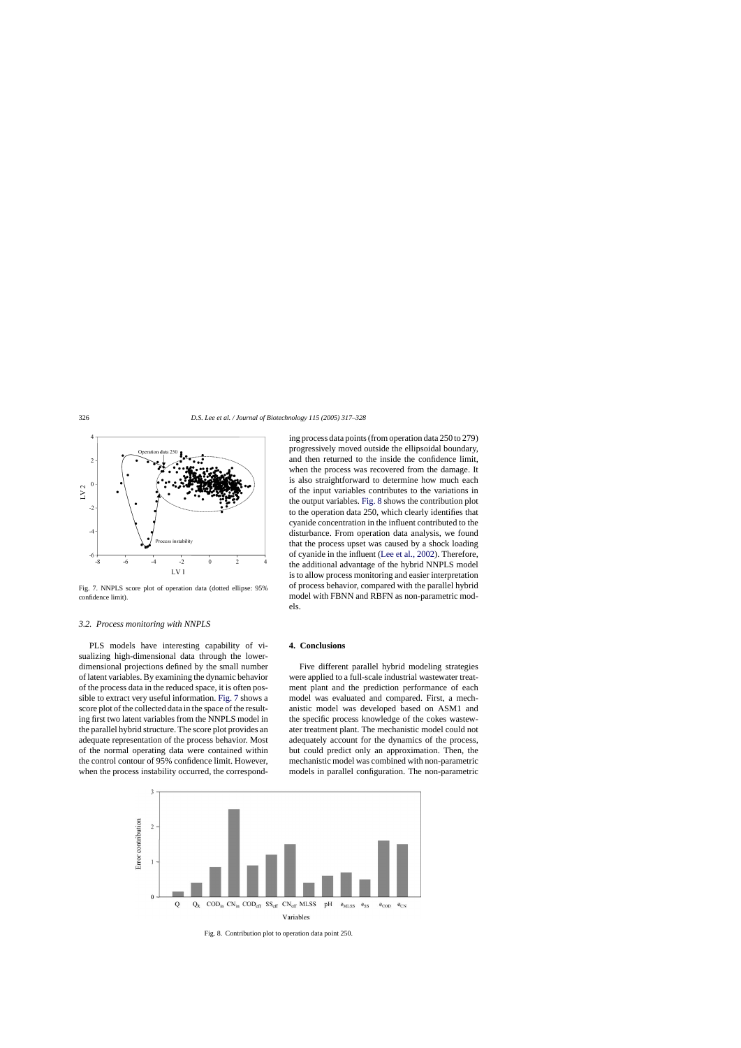Fig. 7. NNPLS score plot of operation data (dotted ellipse: 95% confidence limit).

### 3.2. Process monitoring with NNPLS

PLS models have interesting capability of visualizing high-dimensional data through the lower-dimensional projections defined by the small number of latent variables. By examining the dynamic behavior of the process data in the reduced space, it is often possible to extract very useful information. Fig. 7 shows a score plot of the collected data in the space of the resulting first two latent variables from the NNPLS model in the parallel hybrid structure. The score plot provides an adequate representation of the process behavior. Most of the normal operating data were contained within the control contour of 95% confidence limit. However, when the process instability occurred, the corresponding process data points (from operation data 250 to 279) progressively moved outside the ellipsoidal boundary, and then returned to the inside the confidence limit, when the process was recovered from the damage. It is also straightforward to determine how much each of the input variables contributes to the variations in the output variables. Fig. 8 shows the contribution plot to the operation data 250, which clearly identifies that cyanide concentration in the influent contributed to the disturbance. From operation data analysis, we found that the process upset was caused by a shock loading of cyanide in the influent (Lee et al., 2002). Therefore, the additional advantage of the hybrid NNPLS model is to allow process monitoring and easier interpretation of process behavior, compared with the parallel hybrid model with FBNN and RBFN as non-parametric models.

## 4. Conclusions

Five different parallel hybrid modeling strategies were applied to a full-scale industrial wastewater treatment plant and the prediction performance of each model was evaluated and compared. First, a mechanistic model was developed based on ASM1 and the specific process knowledge of the cokes wastewater treatment plant. The mechanistic model could not adequately account for the dynamics of the process, but could predict only an approximation. Then, the mechanistic model was combined with non-parametric models in parallel configuration. The non-parametric

Fig. 8. Contribution plot to operation data point 250.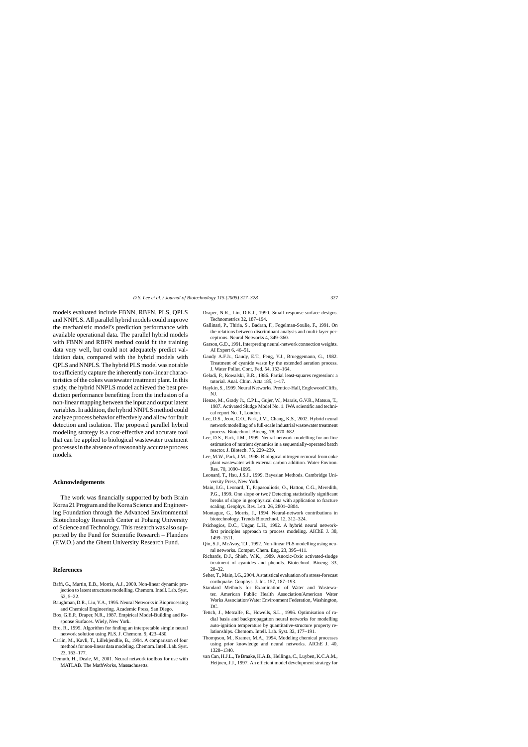models evaluated include FBNN, RBFN, PLS, QPLS and NNPLS. All parallel hybrid models could improve the mechanistic model's prediction performance with available operational data. The parallel hybrid models with FBNN and RBFN method could fit the training data very well, but could not adequately predict validation data, compared with the hybrid models with QPLS and NNPLS. The hybrid PLS model was not able to sufficiently capture the inherently non-linear characteristics of the cokes wastewater treatment plant. In this study, the hybrid NNPLS model achieved the best prediction performance benefiting from the inclusion of a non-linear mapping between the input and output latent variables. In addition, the hybrid NNPLS model could analyze process behavior effectively and allow for fault detection and isolation. The proposed parallel hybrid modeling strategy is a cost-effective and accurate tool that can be applied to biological wastewater treatment processes in the absence of reasonably accurate process models.

## Acknowledgements

The work was financially supported by both Brain Korea 21 Program and the Korea Science and Engineering Foundation through the Advanced Environmental Biotechnology Research Center at Pohang University of Science and Technology. This research was also supported by the Fund for Scientific Research – Flanders (F.W.O.) and the Ghent University Research Fund.

## References

Baffi, G., Martin, E.B., Morris, A.J., 2000. Non-linear dynamic projection to latent structures modelling. Chemom. Intell. Lab. Syst. 52, 5–22.

Baughman, D.R., Liu, Y.A., 1995. Neural Networks in Bioprocessing and Chemical Engineering. Academic Press, San Diego.

Box, G.E.P., Draper, N.R., 1987. Empirical Model-Building and Response Surfaces. Wiely, New York.

Bro, R., 1995. Algorithm for finding an interpretable simple neural network solution using PLS. J. Chemom. 9, 423–430.

Carlin, M., Kavli, T., Lillekjendlie, B., 1994. A comparison of four methods for non-linear data modeling. Chemom. Intell. Lab. Syst. 23, 163–177.

Demuth, H., Deale, M., 2001. Neural network toolbox for use with MATLAB. The MathWorks, Massachusetts.

Draper, N.R., Lin, D.K.J., 1990. Small response-surface designs. Technometrics 32, 187–194.

Gallinari, P., Thiria, S., Badran, F., Fogelman-Soulie, F., 1991. On the relations between discriminant analysis and multi-layer perceptrons. Neural Networks 4, 349–360.

Garson, G.D., 1991. Interpreting neural-network connection weights. AI Expert 6, 46–51.

Gaudy A.F.Jr., Gaudy, E.T., Feng, Y.J., Brueggemann, G., 1982. Treatment of cyanide waste by the extended aeration process. J. Water Pollut. Cont. Fed. 54, 153–164.

Geladi, P., Kowalski, B.R., 1986. Partial least-squares regression: a tutorial. Anal. Chim. Acta 185, 1–17.

Haykin, S., 1999. Neural Networks. Prentice-Hall, Englewood Cliffs, NJ.

Henze, M., Grady Jr., C.P.L., Gujer, W., Marais, G.V.R., Matsuo, T., 1987. Activated Sludge Model No. 1. IWA scientific and technical report No. 1, London.

Lee, D.S., Jeon, C.O., Park, J.M., Chang, K.S., 2002. Hybrid neural network modelling of a full-scale industrial wastewater treatment process. Biotechnol. Bioeng. 78, 670–682.

Lee, D.S., Park, J.M., 1999. Neural network modelling for on-line estimation of nutrient dynamics in a sequentially-operated batch reactor. J. Biotech. 75, 229–239.

Lee, M.W., Park, J.M., 1998. Biological nitrogen removal from coke plant wastewater with external carbon addition. Water Environ. Res. 70, 1090–1095.

Leonard, T., Hsu, J.S.J., 1999. Bayesian Methods. Cambridge University Press, New York.

Main, I.G., Leonard, T., Papasouliotis, O., Hatton, C.G., Meredith, P.G., 1999. One slope or two? Detecting statistically significant breaks of slope in geophysical data with application to fracture scaling. Geophys. Res. Lett. 26, 2801–2804.

Montague, G., Morris, J., 1994. Neural-network contributions in biotechnology. Trends Biotechnol. 12, 312–324.

Psichogios, D.C., Ungar, L.H., 1992. A hybrid neural network-first principles approach to process modeling. AIChE J. 38, 1499–1511.

Qin, S.J., McAvoy, T.J., 1992. Non-linear PLS modelling using neural networks. Comput. Chem. Eng. 23, 395–411.

Richards, D.J., Shieh, W.K., 1989. Anoxic-Oxic activated-sludge treatment of cyanides and phenols. Biotechnol. Bioeng. 33, 28–32.

Seher, T., Main, I.G., 2004. A statistical evaluation of a stress-forecast earthquake. Geophys. J. Int. 157, 187–193.

Standard Methods for Examination of Water and Wastewater. American Public Health Association/American Water Works Association/Water Environment Federation, Washington, DC.

Tettch, J., Metcalfe, E., Howells, S.L., 1996. Optimisation of radial basis and backpropagation neural networks for modelling auto-ignition temperature by quantitative-structure property relationships. Chemom. Intell. Lab. Syst. 32, 177–191.

Thompson, M., Kramer, M.A., 1994. Modeling chemical processes using prior knowledge and neural networks. AIChE J. 40, 1328–1340.

van Can, H.J.L., Te Braake, H.A.B., Hellinga, C., Luyben, K.C.A.M., Heijnen, J.J., 1997. An efficient model development strategy for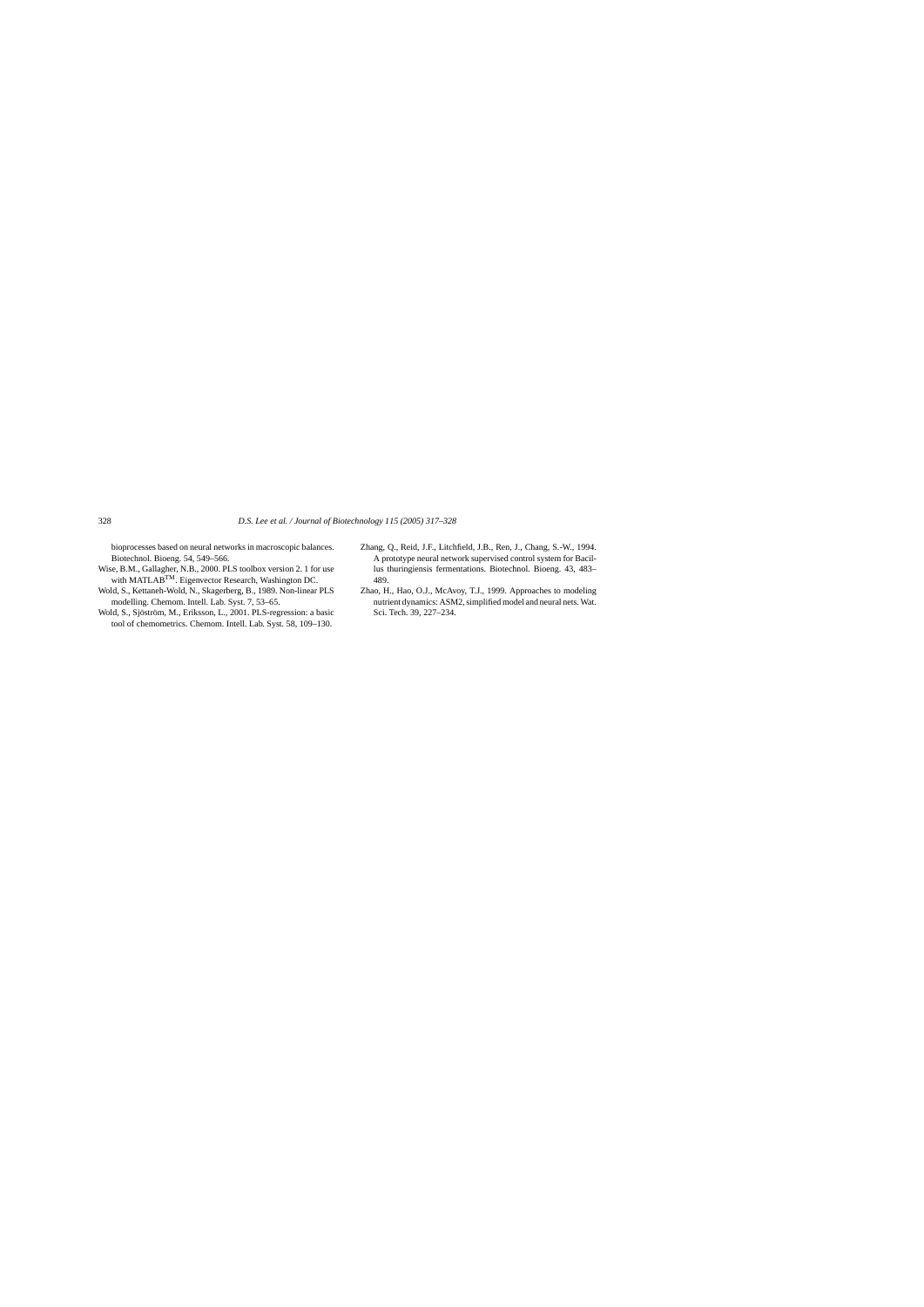bioprocesses based on neural networks in macroscopic balances. Biotechnol. Bioeng. 54, 549–566.

Wise, B.M., Gallagher, N.B., 2000. PLS toolbox version 2. 1 for use with MATLAB$^{TM}$. Eigenvector Research, Washington DC.

Wold, S., Kettaneh-Wold, N., Skagerberg, B., 1989. Non-linear PLS modelling. Chemom. Intell. Lab. Syst. 7, 53–65.

Wold, S., Sjöström, M., Eriksson, L., 2001. PLS-regression: a basic tool of chemometrics. Chemom. Intell. Lab. Syst. 58, 109–130.

Zhang, Q., Reid, J.F., Litchfield, J.B., Ren, J., Chang, S.-W., 1994. A prototype neural network supervised control system for Bacillus thuringiensis fermentations. Biotechnol. Bioeng. 43, 483–489.

Zhao, H., Hao, O.J., McAvoy, T.J., 1999. Approaches to modeling nutrient dynamics: ASM2, simplified model and neural nets. Wat. Sci. Tech. 39, 227–234.